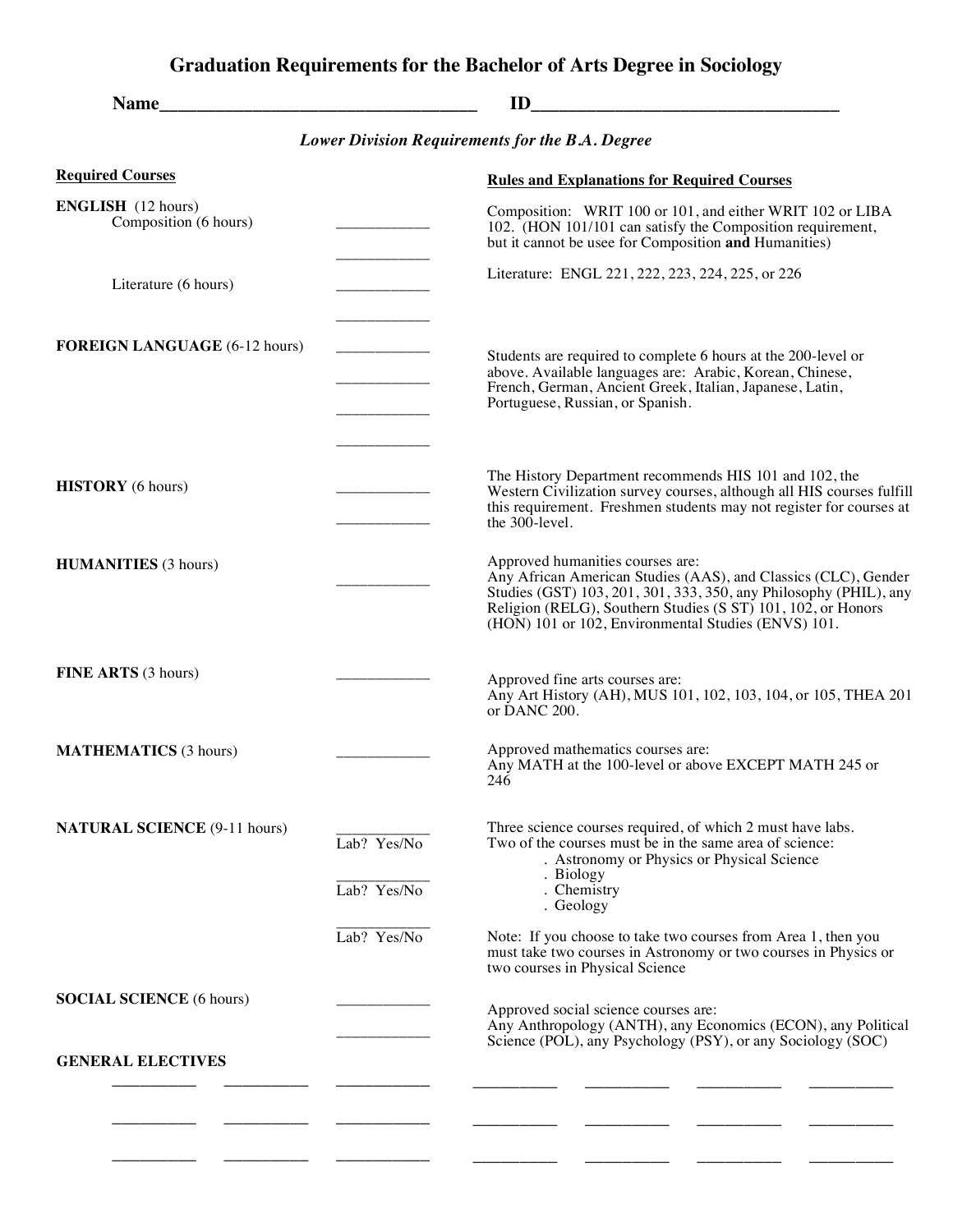# Graduation Requirements for the Bachelor of Arts Degree in Sociology

**Name**________________________________ **ID**________________________________

*Lower Division Requirements for the B.A. Degree*

| Required Courses | | Rules and Explanations for Required Courses |
|---|---|---|
| **ENGLISH** (12 hours) | | |
| Composition (6 hours) | ___________ | Composition: WRIT 100 or 101, and either WRIT 102 or LIBA 102. (HON 101/101 can satisfy the Composition requirement, but it cannot be usee for Composition **and** Humanities) |
| | ___________ | |
| Literature (6 hours) | ___________ | Literature: ENGL 221, 222, 223, 224, 225, or 226 |
| | ___________ | |
| **FOREIGN LANGUAGE** (6-12 hours) | ___________ | Students are required to complete 6 hours at the 200-level or above. Available languages are: Arabic, Korean, Chinese, French, German, Ancient Greek, Italian, Japanese, Latin, Portuguese, Russian, or Spanish. |
| | ___________ | |
| | ___________ | |
| | ___________ | |
| **HISTORY** (6 hours) | ___________ | The History Department recommends HIS 101 and 102, the Western Civilization survey courses, although all HIS courses fulfill this requirement. Freshmen students may not register for courses at the 300-level. |
| | ___________ | |
| **HUMANITIES** (3 hours) | ___________ | Approved humanities courses are: Any African American Studies (AAS), and Classics (CLC), Gender Studies (GST) 103, 201, 301, 333, 350, any Philosophy (PHIL), any Religion (RELG), Southern Studies (S ST) 101, 102, or Honors (HON) 101 or 102, Environmental Studies (ENVS) 101. |
| **FINE ARTS** (3 hours) | ___________ | Approved fine arts courses are: Any Art History (AH), MUS 101, 102, 103, 104, or 105, THEA 201 or DANC 200. |
| **MATHEMATICS** (3 hours) | ___________ | Approved mathematics courses are: Any MATH at the 100-level or above EXCEPT MATH 245 or 246 |
| **NATURAL SCIENCE** (9-11 hours) | ___________ Lab? Yes/No | Three science courses required, of which 2 must have labs. Two of the courses must be in the same area of science: . Astronomy or Physics or Physical Science . Biology . Chemistry . Geology |
| | ___________ Lab? Yes/No | |
| | ___________ Lab? Yes/No | Note: If you choose to take two courses from Area 1, then you must take two courses in Astronomy or two courses in Physics or two courses in Physical Science |
| **SOCIAL SCIENCE** (6 hours) | ___________ | Approved social science courses are: Any Anthropology (ANTH), any Economics (ECON), any Political Science (POL), any Psychology (PSY), or any Sociology (SOC) |
| | ___________ | |

**GENERAL ELECTIVES**

__________ __________ __________ __________ __________ __________ __________

__________ __________ __________ __________ __________ __________ __________

__________ __________ __________ __________ __________ __________ __________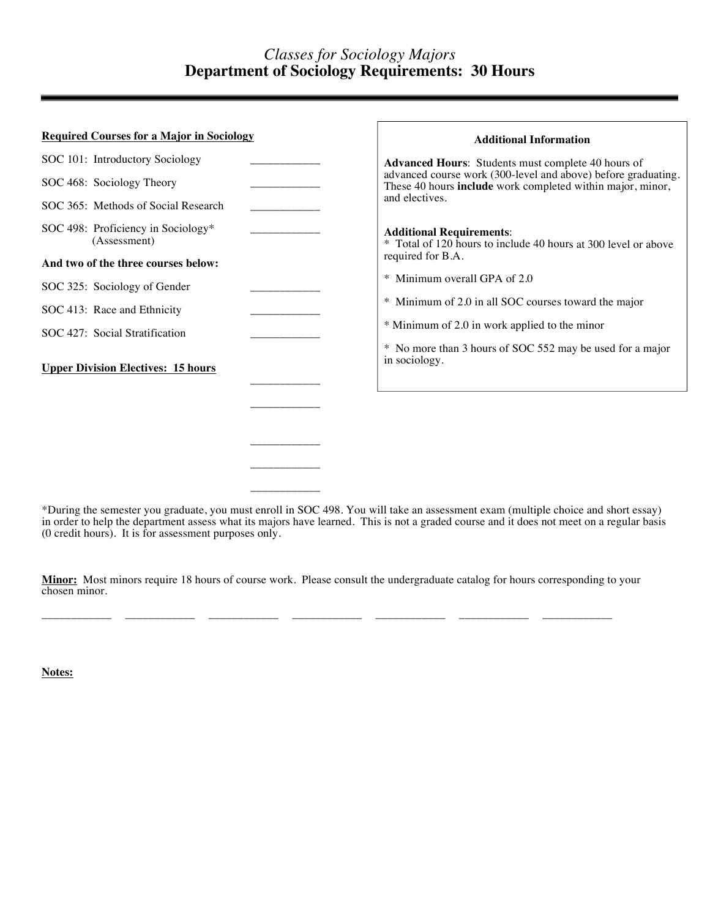*Classes for Sociology Majors*

# Department of Sociology Requirements: 30 Hours

**Required Courses for a Major in Sociology**

SOC 101: Introductory Sociology ____________

SOC 468: Sociology Theory ____________

SOC 365: Methods of Social Research ____________

SOC 498: Proficiency in Sociology* (Assessment) ____________

**And two of the three courses below:**

SOC 325: Sociology of Gender ____________

SOC 413: Race and Ethnicity ____________

SOC 427: Social Stratification ____________

**Upper Division Electives: 15 hours**

____________

____________

____________

____________

____________

**Additional Information**

**Advanced Hours**: Students must complete 40 hours of advanced course work (300-level and above) before graduating. These 40 hours **include** work completed within major, minor, and electives.

**Additional Requirements**:

* Total of 120 hours to include 40 hours at 300 level or above required for B.A.
* Minimum overall GPA of 2.0
* Minimum of 2.0 in all SOC courses toward the major
* Minimum of 2.0 in work applied to the minor
* No more than 3 hours of SOC 552 may be used for a major in sociology.

*During the semester you graduate, you must enroll in SOC 498. You will take an assessment exam (multiple choice and short essay) in order to help the department assess what its majors have learned. This is not a graded course and it does not meet on a regular basis (0 credit hours). It is for assessment purposes only.

**Minor:** Most minors require 18 hours of course work. Please consult the undergraduate catalog for hours corresponding to your chosen minor.

____________ ____________ ____________ ____________ ____________ ____________ ____________

**Notes:**